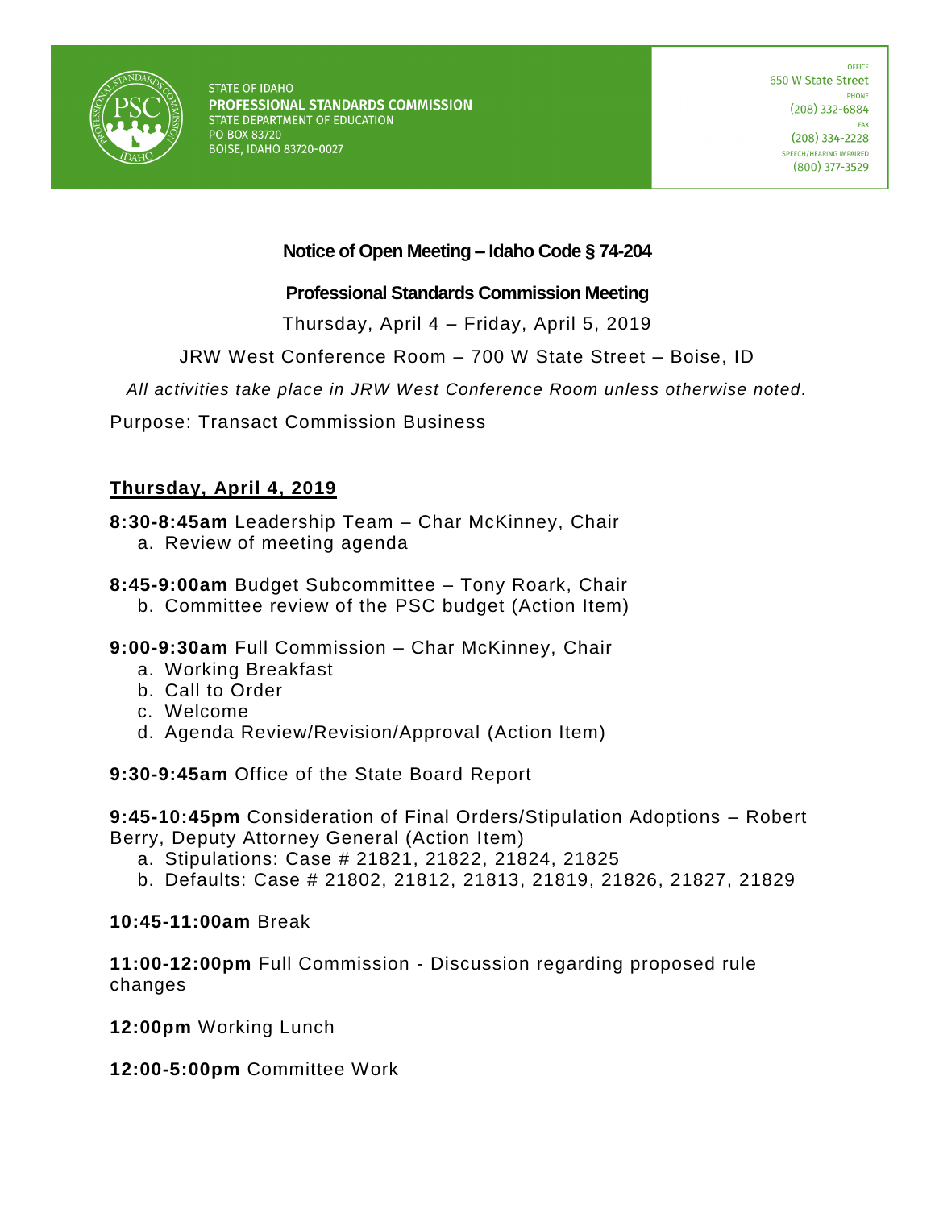STATE OF IDAHO
**PROFESSIONAL STANDARDS COMMISSION**
STATE DEPARTMENT OF EDUCATION
PO BOX 83720
BOISE, IDAHO 83720-0027

OFFICE
650 W State Street
PHONE
(208) 332-6884
FAX
(208) 334-2228
SPEECH/HEARING IMPAIRED
(800) 377-3529

**Notice of Open Meeting – Idaho Code § 74-204**

**Professional Standards Commission Meeting**

Thursday, April 4 – Friday, April 5, 2019

JRW West Conference Room – 700 W State Street – Boise, ID

*All activities take place in JRW West Conference Room unless otherwise noted.*

Purpose: Transact Commission Business

## Thursday, April 4, 2019

**8:30-8:45am** Leadership Team – Char McKinney, Chair

a. Review of meeting agenda

**8:45-9:00am** Budget Subcommittee – Tony Roark, Chair

b. Committee review of the PSC budget (Action Item)

**9:00-9:30am** Full Commission – Char McKinney, Chair

a. Working Breakfast
b. Call to Order
c. Welcome
d. Agenda Review/Revision/Approval (Action Item)

**9:30-9:45am** Office of the State Board Report

**9:45-10:45pm** Consideration of Final Orders/Stipulation Adoptions – Robert Berry, Deputy Attorney General (Action Item)

a. Stipulations: Case # 21821, 21822, 21824, 21825
b. Defaults: Case # 21802, 21812, 21813, 21819, 21826, 21827, 21829

**10:45-11:00am** Break

**11:00-12:00pm** Full Commission - Discussion regarding proposed rule changes

**12:00pm** Working Lunch

**12:00-5:00pm** Committee Work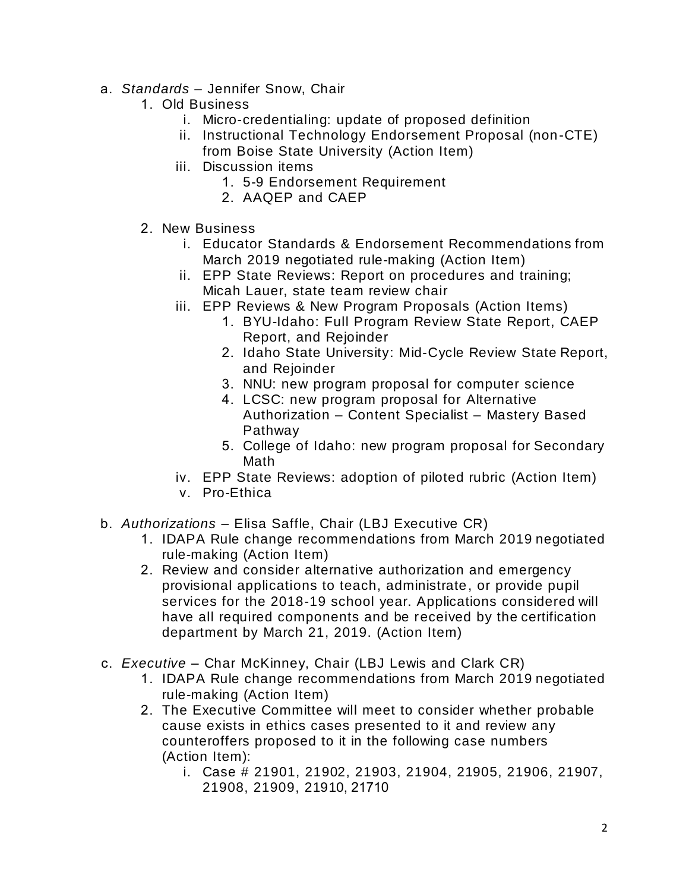a. *Standards* – Jennifer Snow, Chair
    1. Old Business
        i. Micro-credentialing: update of proposed definition
        ii. Instructional Technology Endorsement Proposal (non-CTE) from Boise State University (Action Item)
        iii. Discussion items
            1. 5-9 Endorsement Requirement
            2. AAQEP and CAEP

    2. New Business
        i. Educator Standards & Endorsement Recommendations from March 2019 negotiated rule-making (Action Item)
        ii. EPP State Reviews: Report on procedures and training; Micah Lauer, state team review chair
        iii. EPP Reviews & New Program Proposals (Action Items)
            1. BYU-Idaho: Full Program Review State Report, CAEP Report, and Rejoinder
            2. Idaho State University: Mid-Cycle Review State Report, and Rejoinder
            3. NNU: new program proposal for computer science
            4. LCSC: new program proposal for Alternative Authorization – Content Specialist – Mastery Based Pathway
            5. College of Idaho: new program proposal for Secondary Math
        iv. EPP State Reviews: adoption of piloted rubric (Action Item)
        v. Pro-Ethica

b. *Authorizations* – Elisa Saffle, Chair (LBJ Executive CR)
    1. IDAPA Rule change recommendations from March 2019 negotiated rule-making (Action Item)
    2. Review and consider alternative authorization and emergency provisional applications to teach, administrate, or provide pupil services for the 2018-19 school year. Applications considered will have all required components and be received by the certification department by March 21, 2019. (Action Item)

c. *Executive* – Char McKinney, Chair (LBJ Lewis and Clark CR)
    1. IDAPA Rule change recommendations from March 2019 negotiated rule-making (Action Item)
    2. The Executive Committee will meet to consider whether probable cause exists in ethics cases presented to it and review any counteroffers proposed to it in the following case numbers (Action Item):
        i. Case # 21901, 21902, 21903, 21904, 21905, 21906, 21907, 21908, 21909, 21910, 21710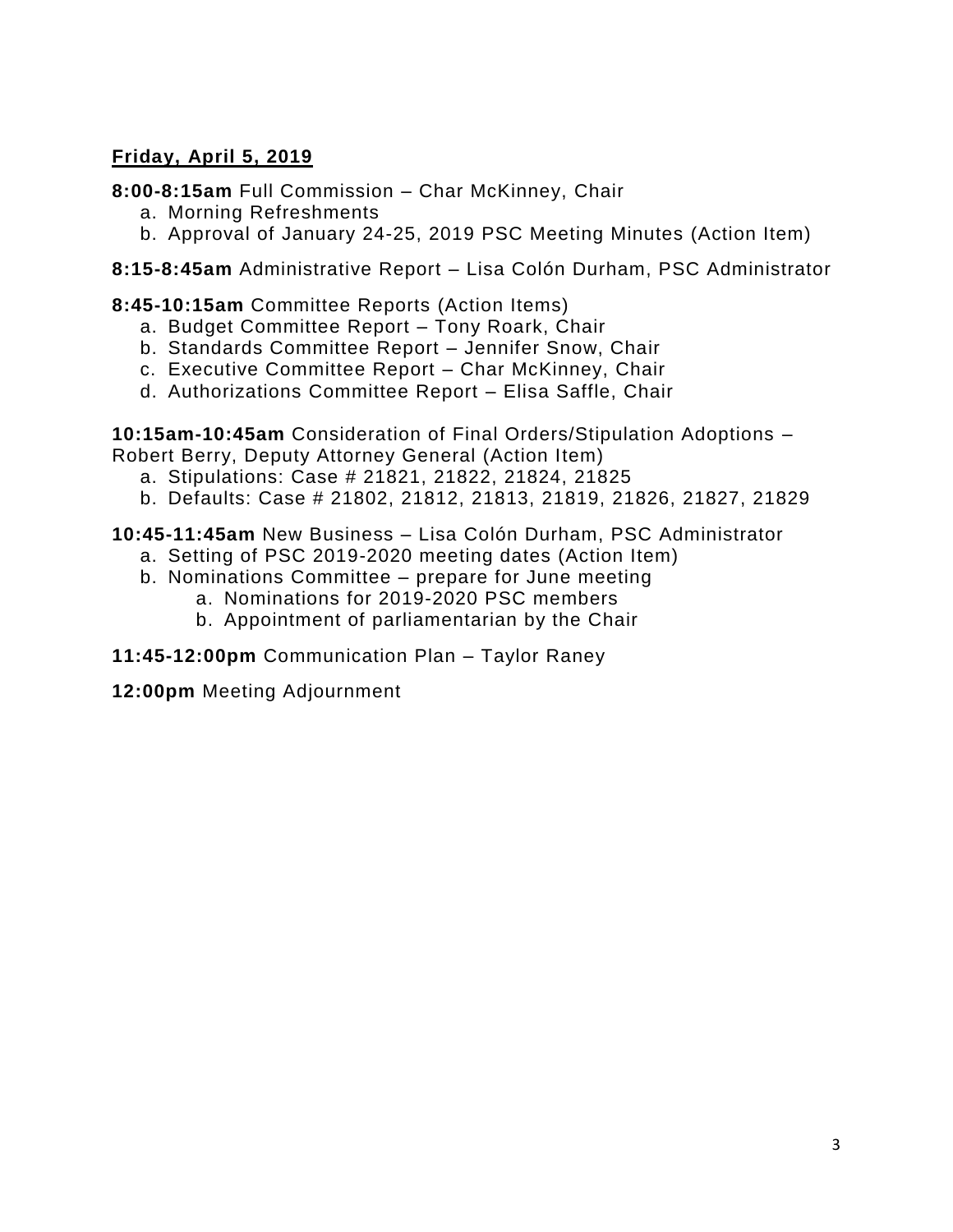**<u>Friday, April 5, 2019</u>**

**8:00-8:15am** Full Commission – Char McKinney, Chair

a. Morning Refreshments
b. Approval of January 24-25, 2019 PSC Meeting Minutes (Action Item)

**8:15-8:45am** Administrative Report – Lisa Colón Durham, PSC Administrator

**8:45-10:15am** Committee Reports (Action Items)

a. Budget Committee Report – Tony Roark, Chair
b. Standards Committee Report – Jennifer Snow, Chair
c. Executive Committee Report – Char McKinney, Chair
d. Authorizations Committee Report – Elisa Saffle, Chair

**10:15am-10:45am** Consideration of Final Orders/Stipulation Adoptions – Robert Berry, Deputy Attorney General (Action Item)

a. Stipulations: Case # 21821, 21822, 21824, 21825
b. Defaults: Case # 21802, 21812, 21813, 21819, 21826, 21827, 21829

**10:45-11:45am** New Business – Lisa Colón Durham, PSC Administrator

a. Setting of PSC 2019-2020 meeting dates (Action Item)
b. Nominations Committee – prepare for June meeting
    a. Nominations for 2019-2020 PSC members
    b. Appointment of parliamentarian by the Chair

**11:45-12:00pm** Communication Plan – Taylor Raney

**12:00pm** Meeting Adjournment